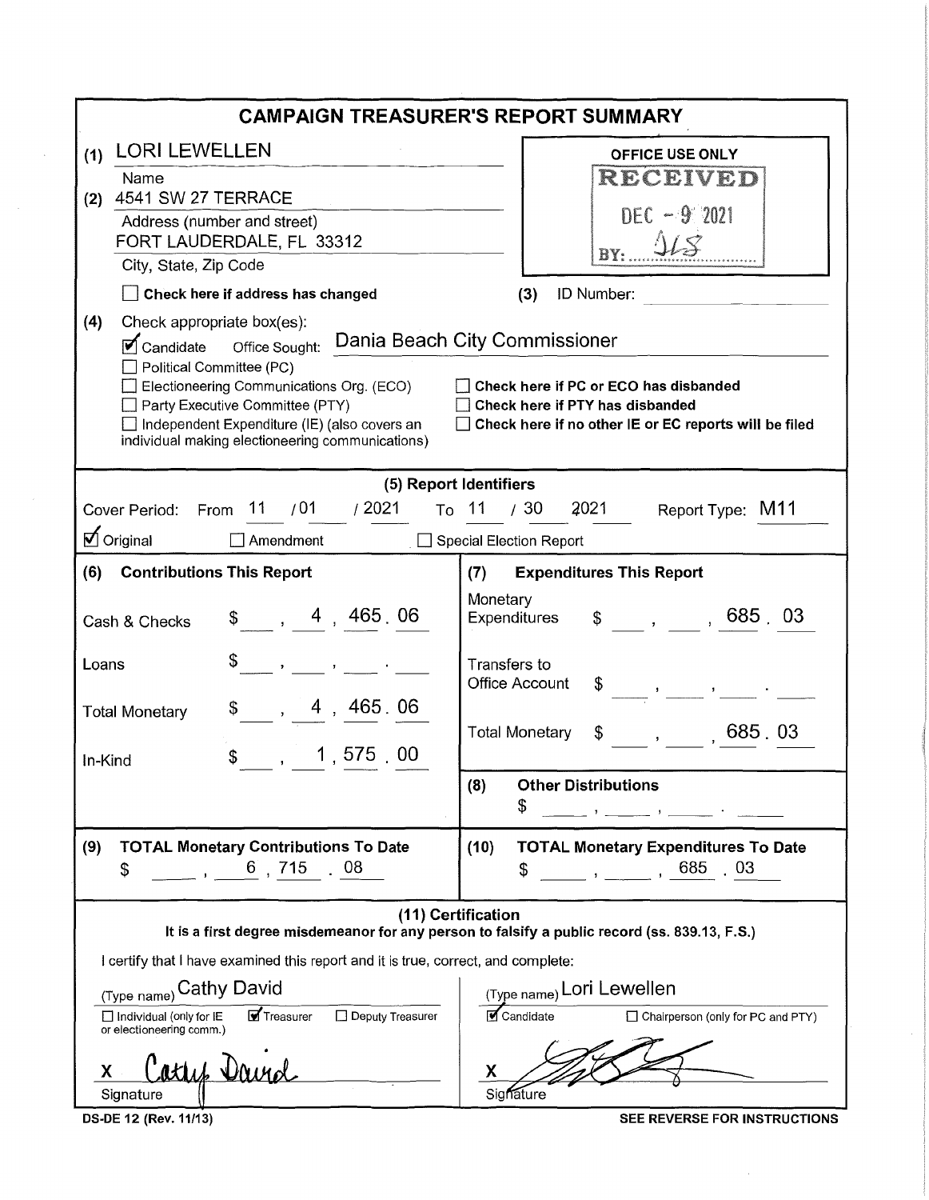# CAMPAIGN TREASURER'S REPORT SUMMARY

(1) LORI LEWELLEN
Name

(2) 4541 SW 27 TERRACE
Address (number and street)
FORT LAUDERDALE, FL 33312
City, State, Zip Code

☐ **Check here if address has changed**

**OFFICE USE ONLY**
RECEIVED
DEC - 9 2021
BY: JLS

(3) ID Number:

(4) Check appropriate box(es):

☑ Candidate  Office Sought: Dania Beach City Commissioner
☐ Political Committee (PC)
☐ Electioneering Communications Org. (ECO)
☐ Party Executive Committee (PTY)
☐ Independent Expenditure (IE) (also covers an individual making electioneering communications)

☐ **Check here if PC or ECO has disbanded**
☐ **Check here if PTY has disbanded**
☐ **Check here if no other IE or EC reports will be filed**

## (5) Report Identifiers

Cover Period: From 11 / 01 / 2021 To 11 / 30 2021  Report Type: M11

☑ Original  ☐ Amendment  ☐ Special Election Report

| **(6) Contributions This Report** | | **(7) Expenditures This Report** | |
|---|---|---|---|
| Cash & Checks | $ 4,465.06 | Monetary Expenditures | $ 685.03 |
| Loans | $ | Transfers to Office Account | $ |
| Total Monetary | $ 4,465.06 | Total Monetary | $ 685.03 |
| In-Kind | $ 1,575.00 | **(8) Other Distributions** | $ |

| **(9) TOTAL Monetary Contributions To Date** | **(10) TOTAL Monetary Expenditures To Date** |
|---|---|
| $ 6,715.08 | $ 685.03 |

## (11) Certification

**It is a first degree misdemeanor for any person to falsify a public record (ss. 839.13, F.S.)**

I certify that I have examined this report and it is true, correct, and complete:

(Type name) Cathy David
☐ Individual (only for IE or electioneering comm.)  ☑ Treasurer  ☐ Deputy Treasurer

X Cathy David
Signature

(Type name) Lori Lewellen
☑ Candidate  ☐ Chairperson (only for PC and PTY)

X [signature]
Signature

DS-DE 12 (Rev. 11/13)  **SEE REVERSE FOR INSTRUCTIONS**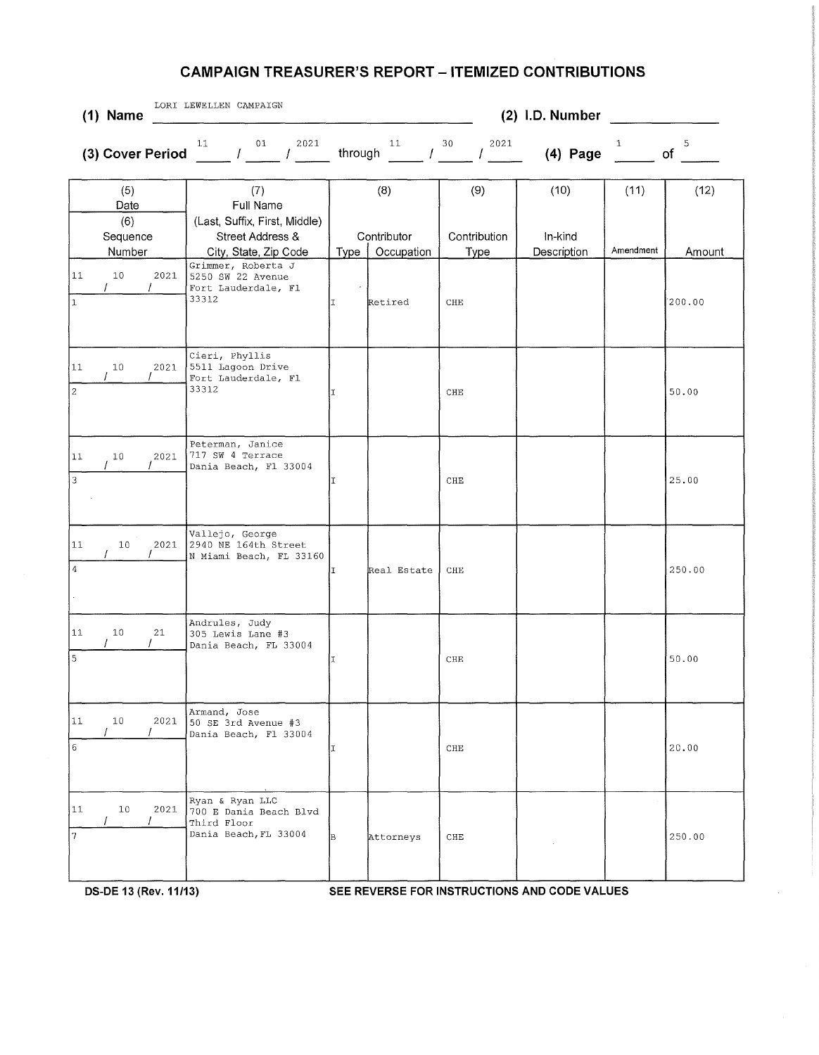# CAMPAIGN TREASURER'S REPORT – ITEMIZED CONTRIBUTIONS

**(1) Name** LORI LEWELLEN CAMPAIGN **(2) I.D. Number** ______

**(3) Cover Period** 11 / 01 / 2021 through 11 / 30 / 2021 **(4) Page** 1 of 5

| (5) Date (6) Sequence Number | (7) Full Name (Last, Suffix, First, Middle) Street Address & City, State, Zip Code | (8) Contributor Type | Occupation | (9) Contribution Type | (10) In-kind Description | (11) Amendment | (12) Amount |
|---|---|---|---|---|---|---|---|
| 11 / 10 / 2021<br>1 | Grimmer, Roberta J<br>5250 SW 22 Avenue<br>Fort Lauderdale, Fl 33312 | I | Retired | CHE | | | 200.00 |
| 11 / 10 / 2021<br>2 | Cieri, Phyllis<br>5511 Lagoon Drive<br>Fort Lauderdale, Fl 33312 | I | | CHE | | | 50.00 |
| 11 / 10 / 2021<br>3 | Peterman, Janice<br>717 SW 4 Terrace<br>Dania Beach, Fl 33004 | I | | CHE | | | 25.00 |
| 11 / 10 / 2021<br>4 | Vallejo, George<br>2940 NE 164th Street<br>N Miami Beach, FL 33160 | I | Real Estate | CHE | | | 250.00 |
| 11 / 10 / 21<br>5 | Andrules, Judy<br>305 Lewis Lane #3<br>Dania Beach, FL 33004 | I | | CHE | | | 50.00 |
| 11 / 10 / 2021<br>6 | Armand, Jose<br>50 SE 3rd Avenue #3<br>Dania Beach, Fl 33004 | I | | CHE | | | 20.00 |
| 11 / 10 / 2021<br>7 | Ryan & Ryan LLC<br>700 E Dania Beach Blvd<br>Third Floor<br>Dania Beach,FL 33004 | B | Attorneys | CHE | | | 250.00 |

DS-DE 13 (Rev. 11/13) SEE REVERSE FOR INSTRUCTIONS AND CODE VALUES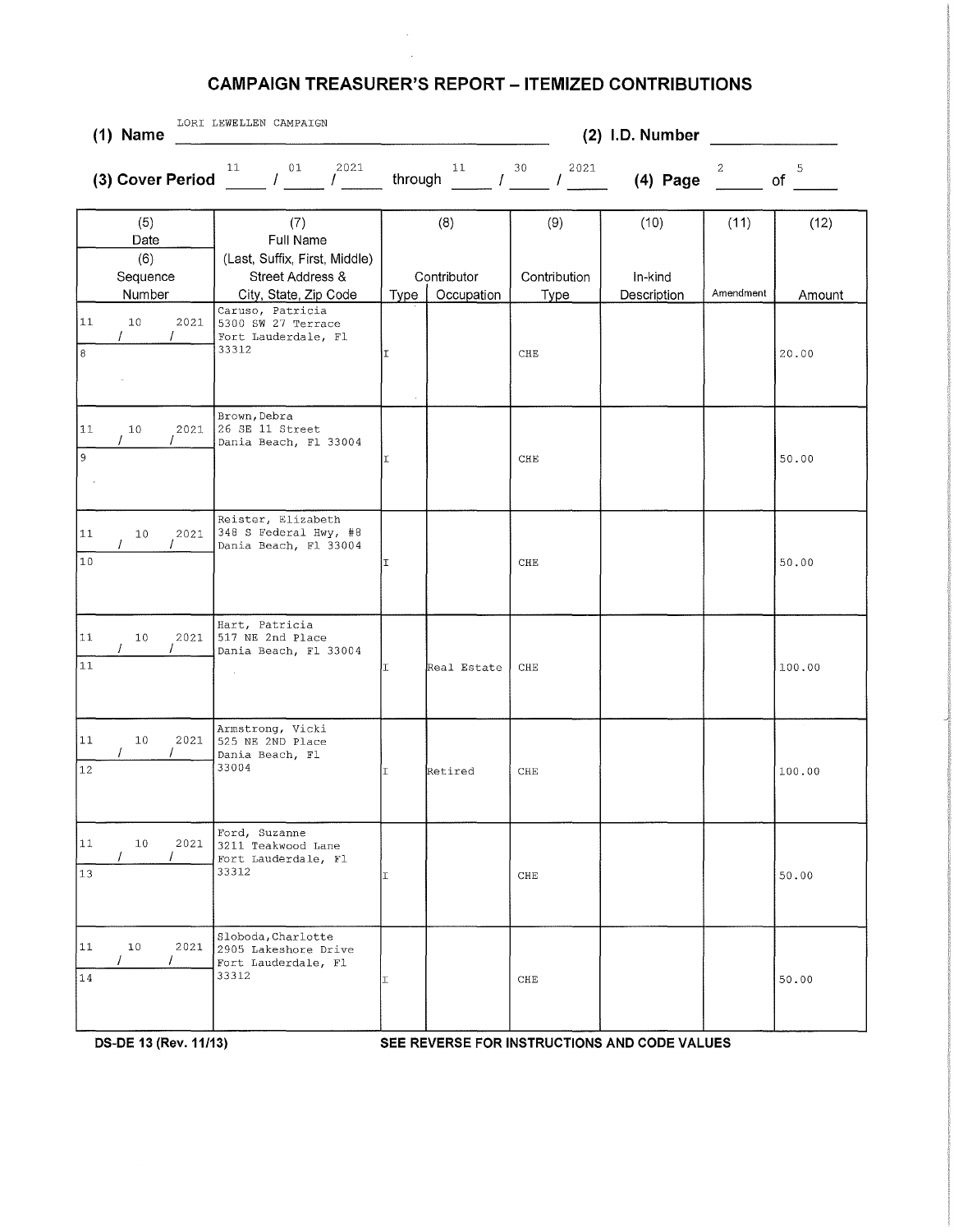# CAMPAIGN TREASURER'S REPORT – ITEMIZED CONTRIBUTIONS

**(1) Name** LORI LEWELLEN CAMPAIGN **(2) I.D. Number** 

**(3) Cover Period** 11 / 01 / 2021 through 11 / 30 / 2021 **(4) Page** 2 of 5

| (5) Date / (6) Sequence Number | (7) Full Name (Last, Suffix, First, Middle) Street Address & City, State, Zip Code | (8) Contributor Type | (8) Contributor Occupation | (9) Contribution Type | (10) In-kind Description | (11) Amendment | (12) Amount |
|---|---|---|---|---|---|---|---|
| 11 / 10 / 2021<br>8 | Caruso, Patricia<br>5300 SW 27 Terrace<br>Fort Lauderdale, Fl 33312 | I | | CHE | | | 20.00 |
| 11 / 10 / 2021<br>9 | Brown, Debra<br>26 SE 11 Street<br>Dania Beach, Fl 33004 | I | | CHE | | | 50.00 |
| 11 / 10 / 2021<br>10 | Reister, Elizabeth<br>348 S Federal Hwy, #8<br>Dania Beach, Fl 33004 | I | | CHE | | | 50.00 |
| 11 / 10 / 2021<br>11 | Hart, Patricia<br>517 NE 2nd Place<br>Dania Beach, Fl 33004 | I | Real Estate | CHE | | | 100.00 |
| 11 / 10 / 2021<br>12 | Armstrong, Vicki<br>525 NE 2ND Place<br>Dania Beach, Fl 33004 | I | Retired | CHE | | | 100.00 |
| 11 / 10 / 2021<br>13 | Ford, Suzanne<br>3211 Teakwood Lane<br>Fort Lauderdale, Fl 33312 | I | | CHE | | | 50.00 |
| 11 / 10 / 2021<br>14 | Sloboda, Charlotte<br>2905 Lakeshore Drive<br>Fort Lauderdale, Fl 33312 | I | | CHE | | | 50.00 |

**DS-DE 13 (Rev. 11/13)** **SEE REVERSE FOR INSTRUCTIONS AND CODE VALUES**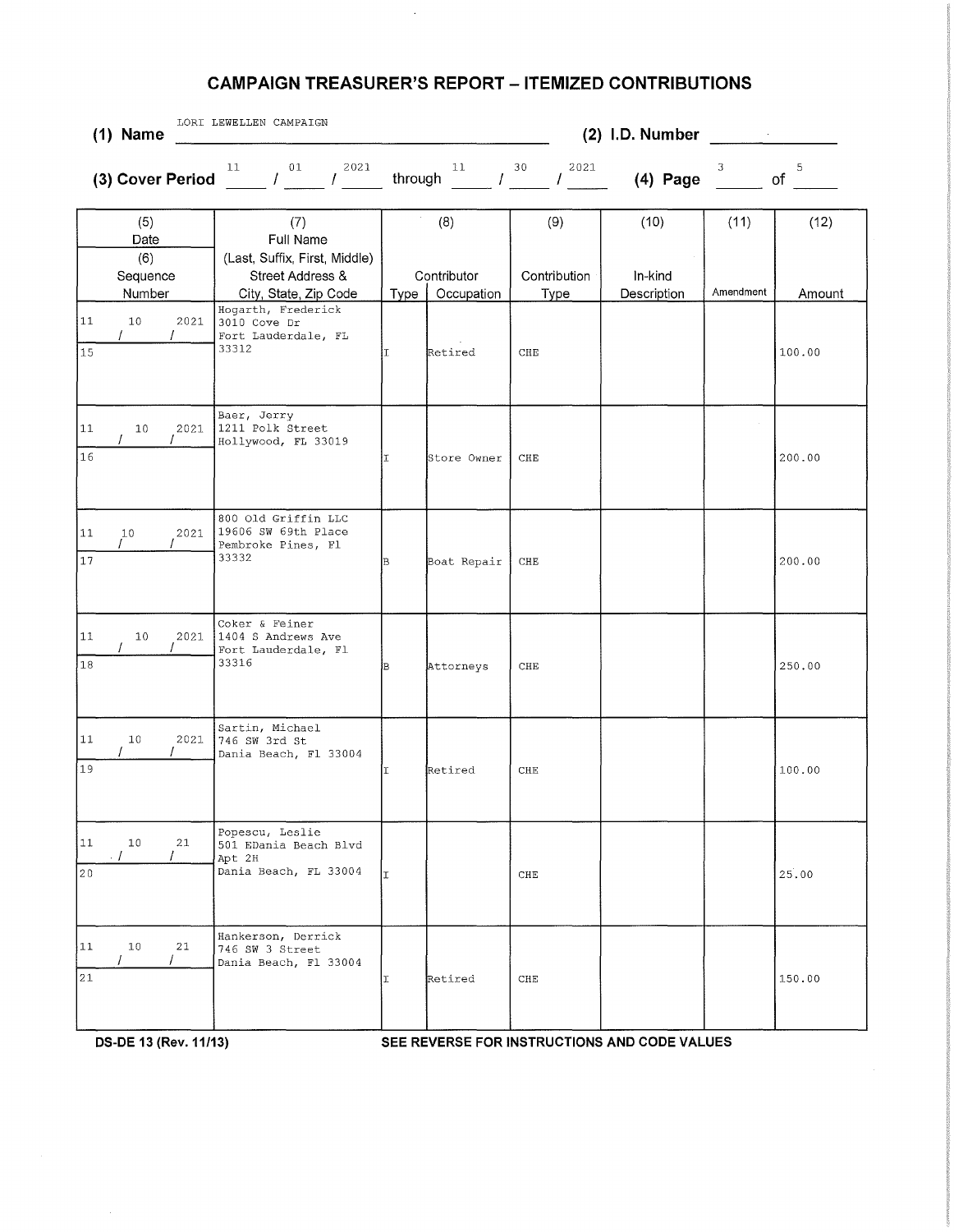# CAMPAIGN TREASURER'S REPORT – ITEMIZED CONTRIBUTIONS

**(1) Name** LORI LEWELLEN CAMPAIGN **(2) I.D. Number**

**(3) Cover Period** 11 / 01 / 2021 through 11 / 30 / 2021 **(4) Page** 3 of 5

| (5) Date / (6) Sequence Number | (7) Full Name (Last, Suffix, First, Middle) Street Address & City, State, Zip Code | (8) Contributor Type | (8) Contributor Occupation | (9) Contribution Type | (10) In-kind Description | (11) Amendment | (12) Amount |
|---|---|---|---|---|---|---|---|
| 11 / 10 / 2021<br>15 | Hogarth, Frederick<br>3010 Cove Dr<br>Fort Lauderdale, FL 33312 | I | Retired | CHE | | | 100.00 |
| 11 / 10 / 2021<br>16 | Baer, Jerry<br>1211 Polk Street<br>Hollywood, FL 33019 | I | Store Owner | CHE | | | 200.00 |
| 11 / 10 / 2021<br>17 | 800 Old Griffin LLC<br>19606 SW 69th Place<br>Pembroke Pines, Fl 33332 | B | Boat Repair | CHE | | | 200.00 |
| 11 / 10 / 2021<br>18 | Coker & Feiner<br>1404 S Andrews Ave<br>Fort Lauderdale, Fl 33316 | B | Attorneys | CHE | | | 250.00 |
| 11 / 10 / 2021<br>19 | Sartin, Michael<br>746 SW 3rd St<br>Dania Beach, Fl 33004 | I | Retired | CHE | | | 100.00 |
| 11 / 10 / 21<br>20 | Popescu, Leslie<br>501 EDania Beach Blvd<br>Apt 2H<br>Dania Beach, FL 33004 | I | | CHE | | | 25.00 |
| 11 / 10 / 21<br>21 | Hankerson, Derrick<br>746 SW 3 Street<br>Dania Beach, Fl 33004 | I | Retired | CHE | | | 150.00 |

**DS-DE 13 (Rev. 11/13)** **SEE REVERSE FOR INSTRUCTIONS AND CODE VALUES**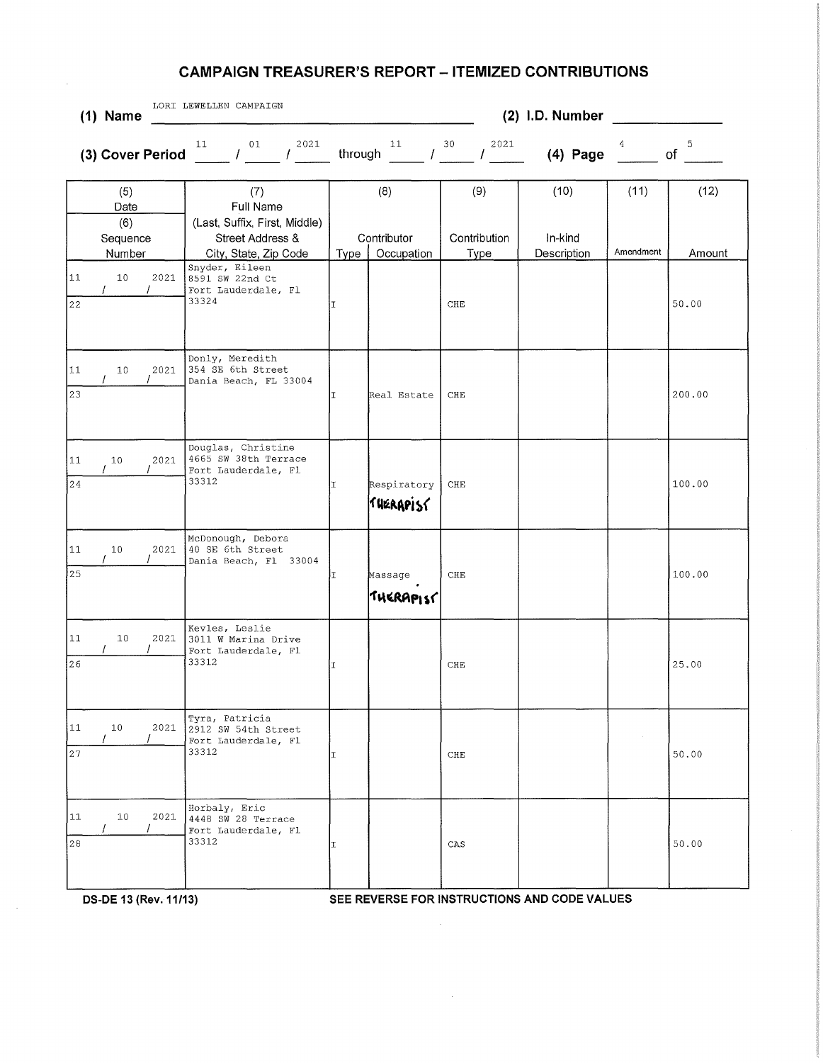# CAMPAIGN TREASURER'S REPORT – ITEMIZED CONTRIBUTIONS

**(1) Name** LORI LEWELLEN CAMPAIGN **(2) I.D. Number** ______

**(3) Cover Period** 11 / 01 / 2021 through 11 / 30 / 2021 **(4) Page** 4 of 5

| (5) Date / (6) Sequence Number | (7) Full Name (Last, Suffix, First, Middle) Street Address & City, State, Zip Code | (8) Contributor Type | (8) Contributor Occupation | (9) Contribution Type | (10) In-kind Description | (11) Amendment | (12) Amount |
|---|---|---|---|---|---|---|---|
| 11 / 10 / 2021 <br> 22 | Snyder, Eileen <br> 8591 SW 22nd Ct <br> Fort Lauderdale, Fl 33324 | I | | CHE | | | 50.00 |
| 11 / 10 / 2021 <br> 23 | Donly, Meredith <br> 354 SE 6th Street <br> Dania Beach, FL 33004 | I | Real Estate | CHE | | | 200.00 |
| 11 / 10 / 2021 <br> 24 | Douglas, Christine <br> 4665 SW 38th Terrace <br> Fort Lauderdale, Fl 33312 | I | Respiratory THERAPIST | CHE | | | 100.00 |
| 11 / 10 / 2021 <br> 25 | McDonough, Debora <br> 40 SE 6th Street <br> Dania Beach, Fl 33004 | I | Massage THERAPIST | CHE | | | 100.00 |
| 11 / 10 / 2021 <br> 26 | Kevles, Leslie <br> 3011 W Marina Drive <br> Fort Lauderdale, Fl 33312 | I | | CHE | | | 25.00 |
| 11 / 10 / 2021 <br> 27 | Tyra, Patricia <br> 2912 SW 54th Street <br> Fort Lauderdale, Fl 33312 | I | | CHE | | | 50.00 |
| 11 / 10 / 2021 <br> 28 | Horbaly, Eric <br> 4448 SW 28 Terrace <br> Fort Lauderdale, Fl 33312 | I | | CAS | | | 50.00 |

DS-DE 13 (Rev. 11/13) SEE REVERSE FOR INSTRUCTIONS AND CODE VALUES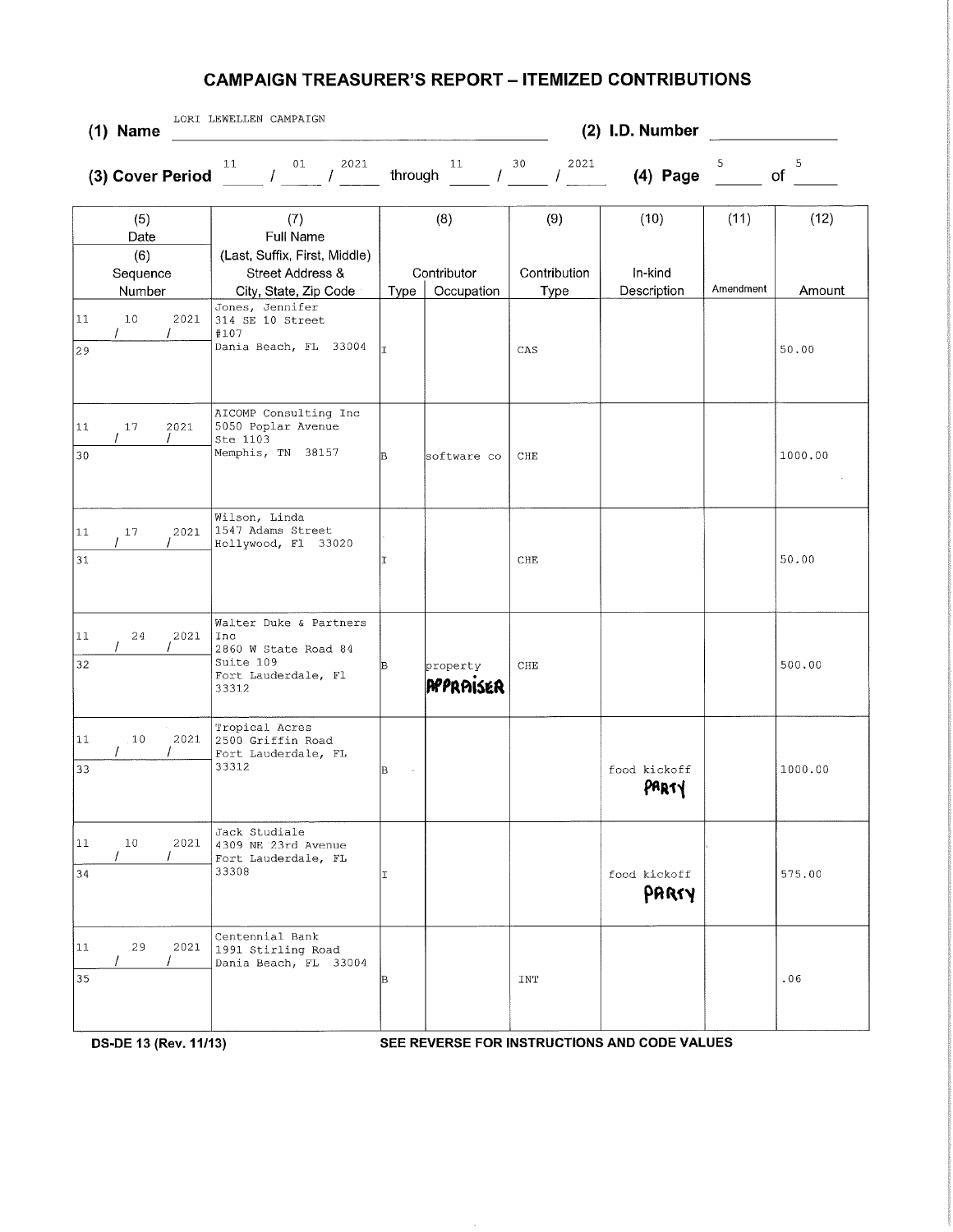# CAMPAIGN TREASURER'S REPORT – ITEMIZED CONTRIBUTIONS

**(1) Name** LORI LEWELLEN CAMPAIGN **(2) I.D. Number**

**(3) Cover Period** 11 / 01 / 2021 through 11 / 30 / 2021 **(4) Page** 5 of 5

| (5) Date / (6) Sequence Number | (7) Full Name (Last, Suffix, First, Middle) Street Address & City, State, Zip Code | (8) Contributor Type | (8) Contributor Occupation | (9) Contribution Type | (10) In-kind Description | (11) Amendment | (12) Amount |
|---|---|---|---|---|---|---|---|
| 11 / 10 / 2021 29 | Jones, Jennifer 314 SE 10 Street #107 Dania Beach, FL 33004 | I | | CAS | | | 50.00 |
| 11 / 17 / 2021 30 | AICOMP Consulting Inc 5050 Poplar Avenue Ste 1103 Memphis, TN 38157 | B | software co | CHE | | | 1000.00 |
| 11 / 17 / 2021 31 | Wilson, Linda 1547 Adams Street Hollywood, Fl 33020 | I | | CHE | | | 50.00 |
| 11 / 24 / 2021 32 | Walter Duke & Partners Inc 2860 W State Road 84 Suite 109 Fort Lauderdale, Fl 33312 | B | property APPRAISER | CHE | | | 500.00 |
| 11 / 10 / 2021 33 | Tropical Acres 2500 Griffin Road Fort Lauderdale, FL 33312 | B | | | food kickoff PARTY | | 1000.00 |
| 11 / 10 / 2021 34 | Jack Studiale 4309 NE 23rd Avenue Fort Lauderdale, FL 33308 | I | | | food kickoff PARTY | | 575.00 |
| 11 / 29 / 2021 35 | Centennial Bank 1991 Stirling Road Dania Beach, FL 33004 | B | | INT | | | .06 |

**DS-DE 13 (Rev. 11/13)** **SEE REVERSE FOR INSTRUCTIONS AND CODE VALUES**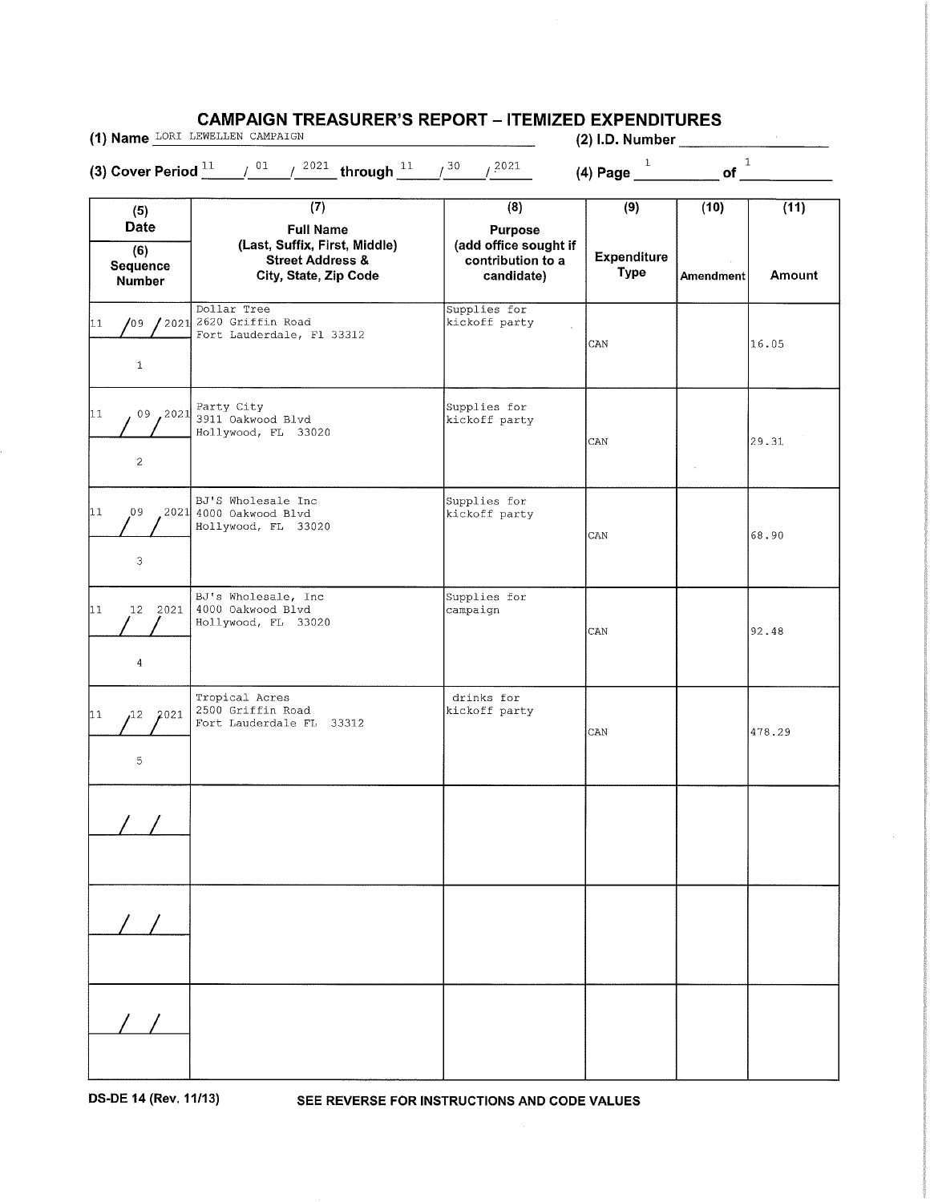# CAMPAIGN TREASURER'S REPORT – ITEMIZED EXPENDITURES

**(1) Name** LORI LEWELLEN CAMPAIGN **(2) I.D. Number** 

**(3) Cover Period** 11 / 01 / 2021 **through** 11 / 30 / 2021 **(4) Page** 1 **of** 1

| (5) Date / (6) Sequence Number | (7) Full Name (Last, Suffix, First, Middle) Street Address & City, State, Zip Code | (8) Purpose (add office sought if contribution to a candidate) | (9) Expenditure Type | (10) Amendment | (11) Amount |
|---|---|---|---|---|---|
| 11/09/2021 <br> 1 | Dollar Tree <br> 2620 Griffin Road <br> Fort Lauderdale, Fl 33312 | Supplies for kickoff party | CAN | | 16.05 |
| 11/09/2021 <br> 2 | Party City <br> 3911 Oakwood Blvd <br> Hollywood, FL 33020 | Supplies for kickoff party | CAN | | 29.31 |
| 11/09/2021 <br> 3 | BJ'S Wholesale Inc <br> 4000 Oakwood Blvd <br> Hollywood, FL 33020 | Supplies for kickoff party | CAN | | 68.90 |
| 11/12/2021 <br> 4 | BJ's Wholesale, Inc <br> 4000 Oakwood Blvd <br> Hollywood, FL 33020 | Supplies for campaign | CAN | | 92.48 |
| 11/12/2021 <br> 5 | Tropical Acres <br> 2500 Griffin Road <br> Fort Lauderdale FL 33312 | drinks for kickoff party | CAN | | 478.29 |
| / / | | | | | |
| / / | | | | | |
| / / | | | | | |

DS-DE 14 (Rev. 11/13) SEE REVERSE FOR INSTRUCTIONS AND CODE VALUES